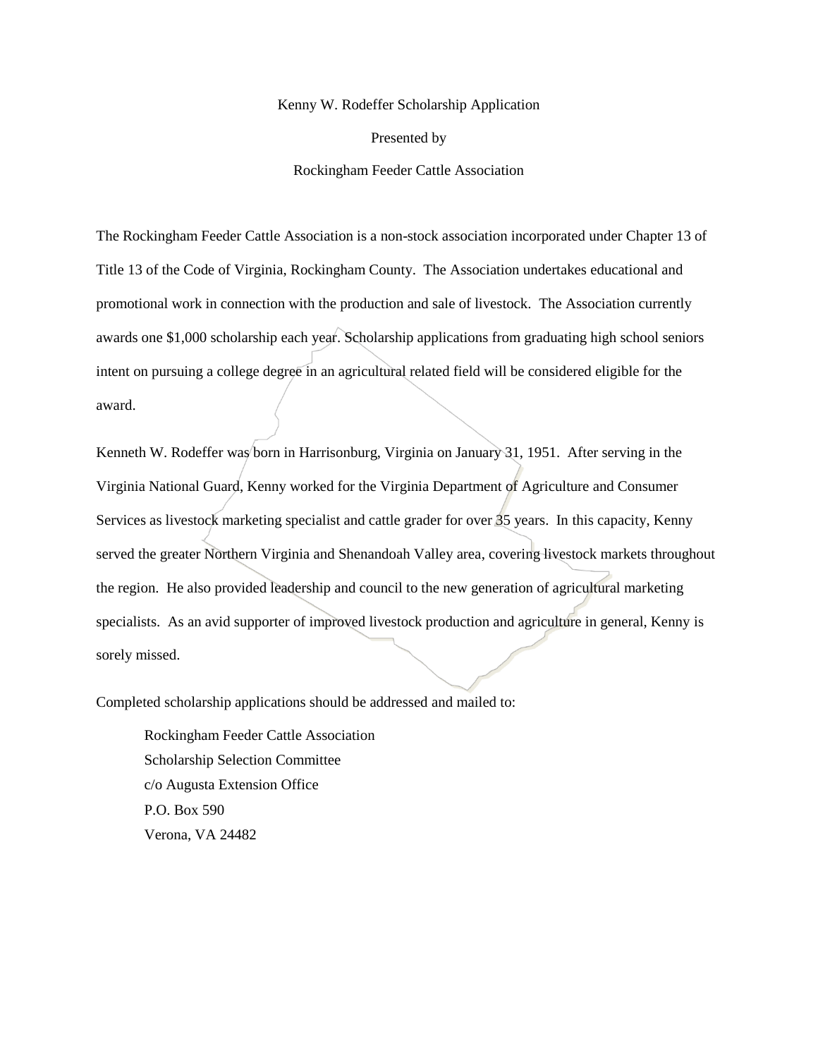# Kenny W. Rodeffer Scholarship Application

Presented by

Rockingham Feeder Cattle Association

The Rockingham Feeder Cattle Association is a non-stock association incorporated under Chapter 13 of Title 13 of the Code of Virginia, Rockingham County. The Association undertakes educational and promotional work in connection with the production and sale of livestock. The Association currently awards one $1,000 scholarship each year. Scholarship applications from graduating high school seniors intent on pursuing a college degree in an agricultural related field will be considered eligible for the award.

Kenneth W. Rodeffer was born in Harrisonburg, Virginia on January 31, 1951. After serving in the Virginia National Guard, Kenny worked for the Virginia Department of Agriculture and Consumer Services as livestock marketing specialist and cattle grader for over 35 years. In this capacity, Kenny served the greater Northern Virginia and Shenandoah Valley area, covering livestock markets throughout the region. He also provided leadership and council to the new generation of agricultural marketing specialists. As an avid supporter of improved livestock production and agriculture in general, Kenny is sorely missed.

Completed scholarship applications should be addressed and mailed to:

Rockingham Feeder Cattle Association
Scholarship Selection Committee
c/o Augusta Extension Office
P.O. Box 590
Verona, VA 24482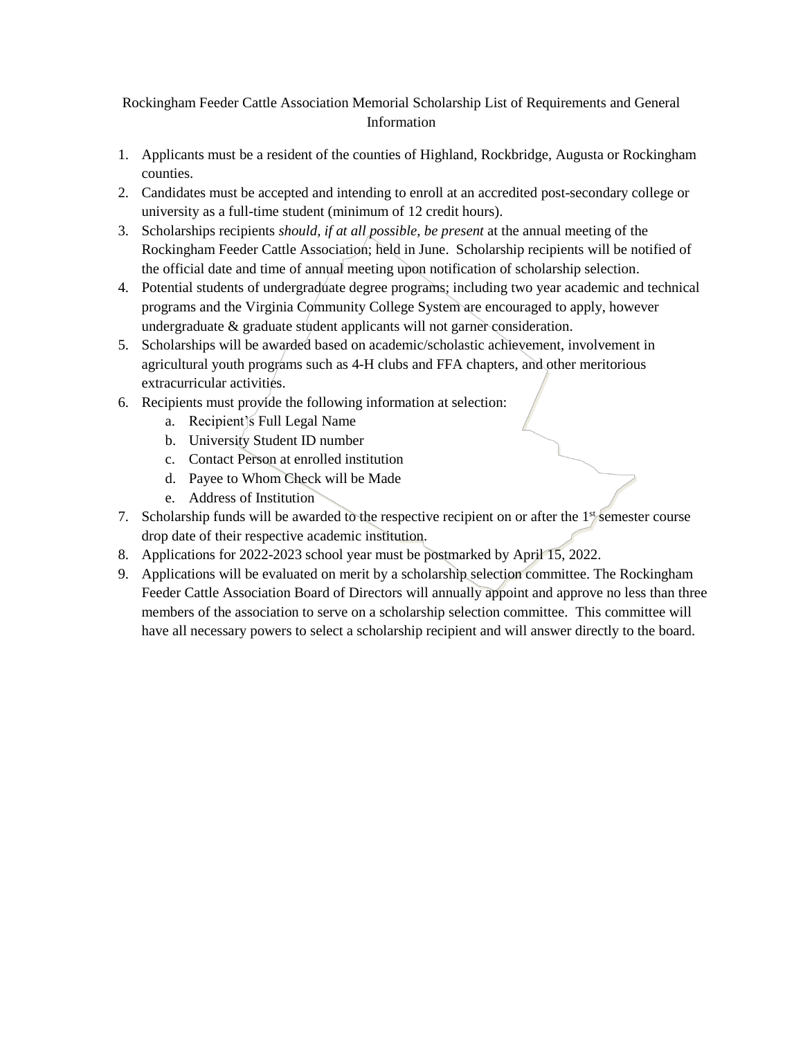# Rockingham Feeder Cattle Association Memorial Scholarship List of Requirements and General Information

1. Applicants must be a resident of the counties of Highland, Rockbridge, Augusta or Rockingham counties.
2. Candidates must be accepted and intending to enroll at an accredited post-secondary college or university as a full-time student (minimum of 12 credit hours).
3. Scholarships recipients *should, if at all possible, be present* at the annual meeting of the Rockingham Feeder Cattle Association; held in June. Scholarship recipients will be notified of the official date and time of annual meeting upon notification of scholarship selection.
4. Potential students of undergraduate degree programs; including two year academic and technical programs and the Virginia Community College System are encouraged to apply, however undergraduate & graduate student applicants will not garner consideration.
5. Scholarships will be awarded based on academic/scholastic achievement, involvement in agricultural youth programs such as 4-H clubs and FFA chapters, and other meritorious extracurricular activities.
6. Recipients must provide the following information at selection:
   a. Recipient's Full Legal Name
   b. University Student ID number
   c. Contact Person at enrolled institution
   d. Payee to Whom Check will be Made
   e. Address of Institution
7. Scholarship funds will be awarded to the respective recipient on or after the 1st semester course drop date of their respective academic institution.
8. Applications for 2022-2023 school year must be postmarked by April 15, 2022.
9. Applications will be evaluated on merit by a scholarship selection committee. The Rockingham Feeder Cattle Association Board of Directors will annually appoint and approve no less than three members of the association to serve on a scholarship selection committee. This committee will have all necessary powers to select a scholarship recipient and will answer directly to the board.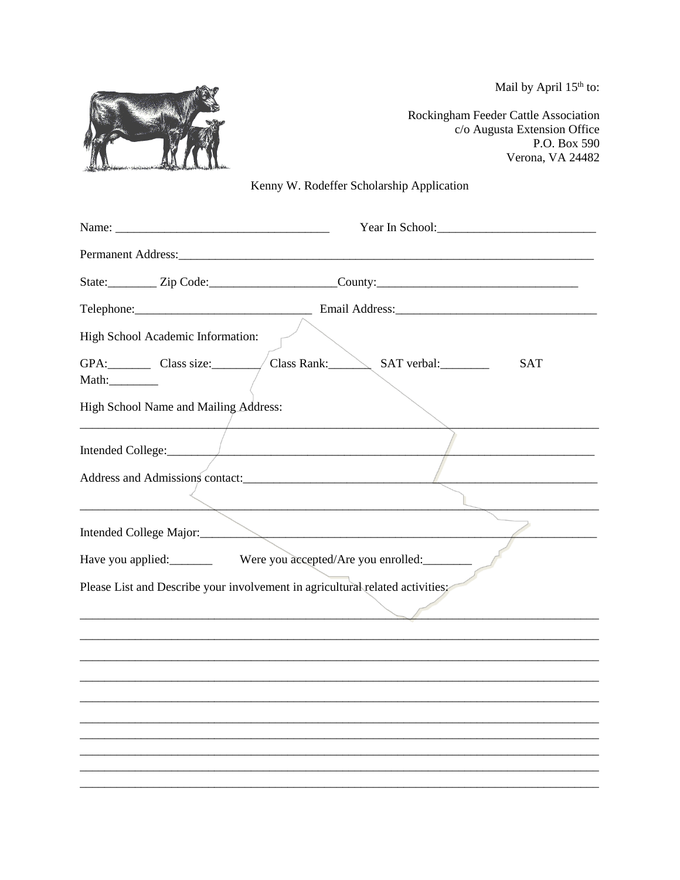Mail by April 15th to:

Rockingham Feeder Cattle Association
c/o Augusta Extension Office
P.O. Box 590
Verona, VA 24482

Kenny W. Rodeffer Scholarship Application

Name: ___________________________________ Year In School:__________________________

Permanent Address:______________________________________________________________________

State:________ Zip Code:____________________County:_________________________________

Telephone:_____________________________ Email Address:________________________________

High School Academic Information:

GPA:_______ Class size:________ Class Rank:_______ SAT verbal:________ SAT Math:________

High School Name and Mailing Address:

_________________________________________________________________________________

Intended College:________________________________________________________________________

Address and Admissions contact:__________________________________________________________

_________________________________________________________________________________

Intended College Major:___________________________________________________________________

Have you applied:_______ Were you accepted/Are you enrolled:________

Please List and Describe your involvement in agricultural related activities:

_________________________________________________________________________________

_________________________________________________________________________________

_________________________________________________________________________________

_________________________________________________________________________________

_________________________________________________________________________________

_________________________________________________________________________________

_________________________________________________________________________________

_________________________________________________________________________________

_________________________________________________________________________________

_________________________________________________________________________________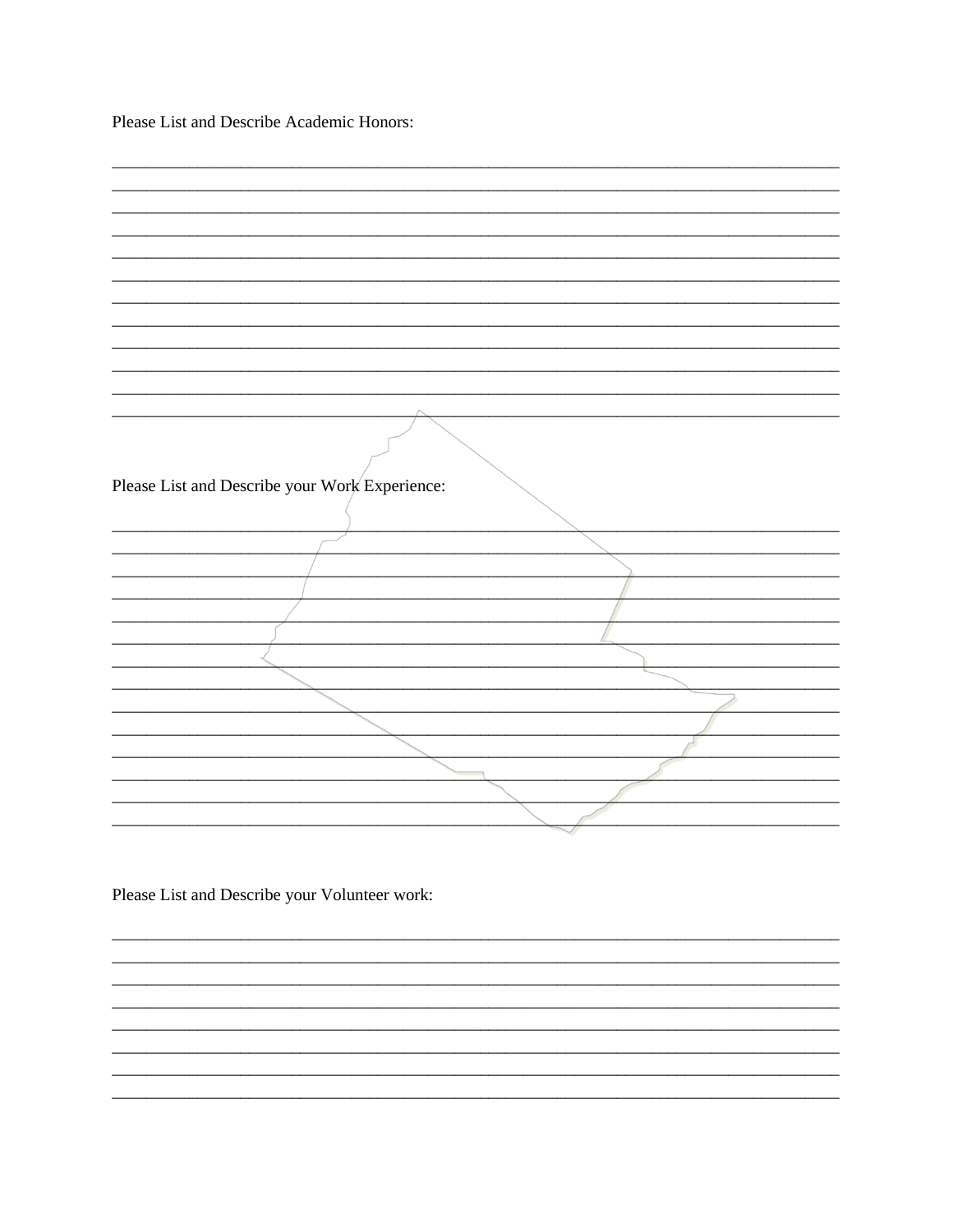Please List and Describe Academic Honors:

\_\_\_\_\_\_\_\_\_\_\_\_\_\_\_\_\_\_\_\_\_\_\_\_\_\_\_\_\_\_\_\_\_\_\_\_\_\_\_\_\_\_\_\_\_\_\_\_\_\_\_\_\_\_\_\_\_\_\_\_\_\_\_\_\_\_\_\_\_\_\_\_\_\_\_\_\_\_

\_\_\_\_\_\_\_\_\_\_\_\_\_\_\_\_\_\_\_\_\_\_\_\_\_\_\_\_\_\_\_\_\_\_\_\_\_\_\_\_\_\_\_\_\_\_\_\_\_\_\_\_\_\_\_\_\_\_\_\_\_\_\_\_\_\_\_\_\_\_\_\_\_\_\_\_\_\_

\_\_\_\_\_\_\_\_\_\_\_\_\_\_\_\_\_\_\_\_\_\_\_\_\_\_\_\_\_\_\_\_\_\_\_\_\_\_\_\_\_\_\_\_\_\_\_\_\_\_\_\_\_\_\_\_\_\_\_\_\_\_\_\_\_\_\_\_\_\_\_\_\_\_\_\_\_\_

\_\_\_\_\_\_\_\_\_\_\_\_\_\_\_\_\_\_\_\_\_\_\_\_\_\_\_\_\_\_\_\_\_\_\_\_\_\_\_\_\_\_\_\_\_\_\_\_\_\_\_\_\_\_\_\_\_\_\_\_\_\_\_\_\_\_\_\_\_\_\_\_\_\_\_\_\_\_

\_\_\_\_\_\_\_\_\_\_\_\_\_\_\_\_\_\_\_\_\_\_\_\_\_\_\_\_\_\_\_\_\_\_\_\_\_\_\_\_\_\_\_\_\_\_\_\_\_\_\_\_\_\_\_\_\_\_\_\_\_\_\_\_\_\_\_\_\_\_\_\_\_\_\_\_\_\_

\_\_\_\_\_\_\_\_\_\_\_\_\_\_\_\_\_\_\_\_\_\_\_\_\_\_\_\_\_\_\_\_\_\_\_\_\_\_\_\_\_\_\_\_\_\_\_\_\_\_\_\_\_\_\_\_\_\_\_\_\_\_\_\_\_\_\_\_\_\_\_\_\_\_\_\_\_\_

\_\_\_\_\_\_\_\_\_\_\_\_\_\_\_\_\_\_\_\_\_\_\_\_\_\_\_\_\_\_\_\_\_\_\_\_\_\_\_\_\_\_\_\_\_\_\_\_\_\_\_\_\_\_\_\_\_\_\_\_\_\_\_\_\_\_\_\_\_\_\_\_\_\_\_\_\_\_

\_\_\_\_\_\_\_\_\_\_\_\_\_\_\_\_\_\_\_\_\_\_\_\_\_\_\_\_\_\_\_\_\_\_\_\_\_\_\_\_\_\_\_\_\_\_\_\_\_\_\_\_\_\_\_\_\_\_\_\_\_\_\_\_\_\_\_\_\_\_\_\_\_\_\_\_\_\_

\_\_\_\_\_\_\_\_\_\_\_\_\_\_\_\_\_\_\_\_\_\_\_\_\_\_\_\_\_\_\_\_\_\_\_\_\_\_\_\_\_\_\_\_\_\_\_\_\_\_\_\_\_\_\_\_\_\_\_\_\_\_\_\_\_\_\_\_\_\_\_\_\_\_\_\_\_\_

\_\_\_\_\_\_\_\_\_\_\_\_\_\_\_\_\_\_\_\_\_\_\_\_\_\_\_\_\_\_\_\_\_\_\_\_\_\_\_\_\_\_\_\_\_\_\_\_\_\_\_\_\_\_\_\_\_\_\_\_\_\_\_\_\_\_\_\_\_\_\_\_\_\_\_\_\_\_

\_\_\_\_\_\_\_\_\_\_\_\_\_\_\_\_\_\_\_\_\_\_\_\_\_\_\_\_\_\_\_\_\_\_\_\_\_\_\_\_\_\_\_\_\_\_\_\_\_\_\_\_\_\_\_\_\_\_\_\_\_\_\_\_\_\_\_\_\_\_\_\_\_\_\_\_\_\_

\_\_\_\_\_\_\_\_\_\_\_\_\_\_\_\_\_\_\_\_\_\_\_\_\_\_\_\_\_\_\_\_\_\_\_\_\_\_\_\_\_\_\_\_\_\_\_\_\_\_\_\_\_\_\_\_\_\_\_\_\_\_\_\_\_\_\_\_\_\_\_\_\_\_\_\_\_\_

Please List and Describe your Work Experience:

\_\_\_\_\_\_\_\_\_\_\_\_\_\_\_\_\_\_\_\_\_\_\_\_\_\_\_\_\_\_\_\_\_\_\_\_\_\_\_\_\_\_\_\_\_\_\_\_\_\_\_\_\_\_\_\_\_\_\_\_\_\_\_\_\_\_\_\_\_\_\_\_\_\_\_\_\_\_

\_\_\_\_\_\_\_\_\_\_\_\_\_\_\_\_\_\_\_\_\_\_\_\_\_\_\_\_\_\_\_\_\_\_\_\_\_\_\_\_\_\_\_\_\_\_\_\_\_\_\_\_\_\_\_\_\_\_\_\_\_\_\_\_\_\_\_\_\_\_\_\_\_\_\_\_\_\_

\_\_\_\_\_\_\_\_\_\_\_\_\_\_\_\_\_\_\_\_\_\_\_\_\_\_\_\_\_\_\_\_\_\_\_\_\_\_\_\_\_\_\_\_\_\_\_\_\_\_\_\_\_\_\_\_\_\_\_\_\_\_\_\_\_\_\_\_\_\_\_\_\_\_\_\_\_\_

\_\_\_\_\_\_\_\_\_\_\_\_\_\_\_\_\_\_\_\_\_\_\_\_\_\_\_\_\_\_\_\_\_\_\_\_\_\_\_\_\_\_\_\_\_\_\_\_\_\_\_\_\_\_\_\_\_\_\_\_\_\_\_\_\_\_\_\_\_\_\_\_\_\_\_\_\_\_

\_\_\_\_\_\_\_\_\_\_\_\_\_\_\_\_\_\_\_\_\_\_\_\_\_\_\_\_\_\_\_\_\_\_\_\_\_\_\_\_\_\_\_\_\_\_\_\_\_\_\_\_\_\_\_\_\_\_\_\_\_\_\_\_\_\_\_\_\_\_\_\_\_\_\_\_\_\_

\_\_\_\_\_\_\_\_\_\_\_\_\_\_\_\_\_\_\_\_\_\_\_\_\_\_\_\_\_\_\_\_\_\_\_\_\_\_\_\_\_\_\_\_\_\_\_\_\_\_\_\_\_\_\_\_\_\_\_\_\_\_\_\_\_\_\_\_\_\_\_\_\_\_\_\_\_\_

\_\_\_\_\_\_\_\_\_\_\_\_\_\_\_\_\_\_\_\_\_\_\_\_\_\_\_\_\_\_\_\_\_\_\_\_\_\_\_\_\_\_\_\_\_\_\_\_\_\_\_\_\_\_\_\_\_\_\_\_\_\_\_\_\_\_\_\_\_\_\_\_\_\_\_\_\_\_

\_\_\_\_\_\_\_\_\_\_\_\_\_\_\_\_\_\_\_\_\_\_\_\_\_\_\_\_\_\_\_\_\_\_\_\_\_\_\_\_\_\_\_\_\_\_\_\_\_\_\_\_\_\_\_\_\_\_\_\_\_\_\_\_\_\_\_\_\_\_\_\_\_\_\_\_\_\_

\_\_\_\_\_\_\_\_\_\_\_\_\_\_\_\_\_\_\_\_\_\_\_\_\_\_\_\_\_\_\_\_\_\_\_\_\_\_\_\_\_\_\_\_\_\_\_\_\_\_\_\_\_\_\_\_\_\_\_\_\_\_\_\_\_\_\_\_\_\_\_\_\_\_\_\_\_\_

\_\_\_\_\_\_\_\_\_\_\_\_\_\_\_\_\_\_\_\_\_\_\_\_\_\_\_\_\_\_\_\_\_\_\_\_\_\_\_\_\_\_\_\_\_\_\_\_\_\_\_\_\_\_\_\_\_\_\_\_\_\_\_\_\_\_\_\_\_\_\_\_\_\_\_\_\_\_

\_\_\_\_\_\_\_\_\_\_\_\_\_\_\_\_\_\_\_\_\_\_\_\_\_\_\_\_\_\_\_\_\_\_\_\_\_\_\_\_\_\_\_\_\_\_\_\_\_\_\_\_\_\_\_\_\_\_\_\_\_\_\_\_\_\_\_\_\_\_\_\_\_\_\_\_\_\_

\_\_\_\_\_\_\_\_\_\_\_\_\_\_\_\_\_\_\_\_\_\_\_\_\_\_\_\_\_\_\_\_\_\_\_\_\_\_\_\_\_\_\_\_\_\_\_\_\_\_\_\_\_\_\_\_\_\_\_\_\_\_\_\_\_\_\_\_\_\_\_\_\_\_\_\_\_\_

\_\_\_\_\_\_\_\_\_\_\_\_\_\_\_\_\_\_\_\_\_\_\_\_\_\_\_\_\_\_\_\_\_\_\_\_\_\_\_\_\_\_\_\_\_\_\_\_\_\_\_\_\_\_\_\_\_\_\_\_\_\_\_\_\_\_\_\_\_\_\_\_\_\_\_\_\_\_

\_\_\_\_\_\_\_\_\_\_\_\_\_\_\_\_\_\_\_\_\_\_\_\_\_\_\_\_\_\_\_\_\_\_\_\_\_\_\_\_\_\_\_\_\_\_\_\_\_\_\_\_\_\_\_\_\_\_\_\_\_\_\_\_\_\_\_\_\_\_\_\_\_\_\_\_\_\_

Please List and Describe your Volunteer work:

\_\_\_\_\_\_\_\_\_\_\_\_\_\_\_\_\_\_\_\_\_\_\_\_\_\_\_\_\_\_\_\_\_\_\_\_\_\_\_\_\_\_\_\_\_\_\_\_\_\_\_\_\_\_\_\_\_\_\_\_\_\_\_\_\_\_\_\_\_\_\_\_\_\_\_\_\_\_

\_\_\_\_\_\_\_\_\_\_\_\_\_\_\_\_\_\_\_\_\_\_\_\_\_\_\_\_\_\_\_\_\_\_\_\_\_\_\_\_\_\_\_\_\_\_\_\_\_\_\_\_\_\_\_\_\_\_\_\_\_\_\_\_\_\_\_\_\_\_\_\_\_\_\_\_\_\_

\_\_\_\_\_\_\_\_\_\_\_\_\_\_\_\_\_\_\_\_\_\_\_\_\_\_\_\_\_\_\_\_\_\_\_\_\_\_\_\_\_\_\_\_\_\_\_\_\_\_\_\_\_\_\_\_\_\_\_\_\_\_\_\_\_\_\_\_\_\_\_\_\_\_\_\_\_\_

\_\_\_\_\_\_\_\_\_\_\_\_\_\_\_\_\_\_\_\_\_\_\_\_\_\_\_\_\_\_\_\_\_\_\_\_\_\_\_\_\_\_\_\_\_\_\_\_\_\_\_\_\_\_\_\_\_\_\_\_\_\_\_\_\_\_\_\_\_\_\_\_\_\_\_\_\_\_

\_\_\_\_\_\_\_\_\_\_\_\_\_\_\_\_\_\_\_\_\_\_\_\_\_\_\_\_\_\_\_\_\_\_\_\_\_\_\_\_\_\_\_\_\_\_\_\_\_\_\_\_\_\_\_\_\_\_\_\_\_\_\_\_\_\_\_\_\_\_\_\_\_\_\_\_\_\_

\_\_\_\_\_\_\_\_\_\_\_\_\_\_\_\_\_\_\_\_\_\_\_\_\_\_\_\_\_\_\_\_\_\_\_\_\_\_\_\_\_\_\_\_\_\_\_\_\_\_\_\_\_\_\_\_\_\_\_\_\_\_\_\_\_\_\_\_\_\_\_\_\_\_\_\_\_\_

\_\_\_\_\_\_\_\_\_\_\_\_\_\_\_\_\_\_\_\_\_\_\_\_\_\_\_\_\_\_\_\_\_\_\_\_\_\_\_\_\_\_\_\_\_\_\_\_\_\_\_\_\_\_\_\_\_\_\_\_\_\_\_\_\_\_\_\_\_\_\_\_\_\_\_\_\_\_

\_\_\_\_\_\_\_\_\_\_\_\_\_\_\_\_\_\_\_\_\_\_\_\_\_\_\_\_\_\_\_\_\_\_\_\_\_\_\_\_\_\_\_\_\_\_\_\_\_\_\_\_\_\_\_\_\_\_\_\_\_\_\_\_\_\_\_\_\_\_\_\_\_\_\_\_\_\_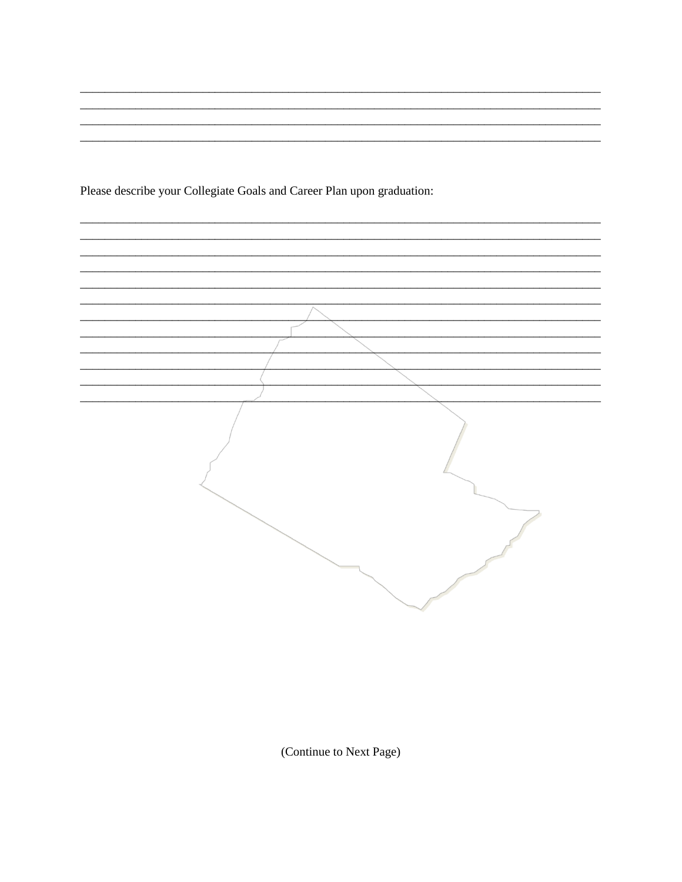\_\_\_\_\_\_\_\_\_\_\_\_\_\_\_\_\_\_\_\_\_\_\_\_\_\_\_\_\_\_\_\_\_\_\_\_\_\_\_\_\_\_\_\_\_\_\_\_\_\_\_\_\_\_\_\_\_\_\_\_\_\_\_\_\_\_\_\_\_\_\_\_\_\_\_\_\_\_

\_\_\_\_\_\_\_\_\_\_\_\_\_\_\_\_\_\_\_\_\_\_\_\_\_\_\_\_\_\_\_\_\_\_\_\_\_\_\_\_\_\_\_\_\_\_\_\_\_\_\_\_\_\_\_\_\_\_\_\_\_\_\_\_\_\_\_\_\_\_\_\_\_\_\_\_\_\_

\_\_\_\_\_\_\_\_\_\_\_\_\_\_\_\_\_\_\_\_\_\_\_\_\_\_\_\_\_\_\_\_\_\_\_\_\_\_\_\_\_\_\_\_\_\_\_\_\_\_\_\_\_\_\_\_\_\_\_\_\_\_\_\_\_\_\_\_\_\_\_\_\_\_\_\_\_\_

\_\_\_\_\_\_\_\_\_\_\_\_\_\_\_\_\_\_\_\_\_\_\_\_\_\_\_\_\_\_\_\_\_\_\_\_\_\_\_\_\_\_\_\_\_\_\_\_\_\_\_\_\_\_\_\_\_\_\_\_\_\_\_\_\_\_\_\_\_\_\_\_\_\_\_\_\_\_

Please describe your Collegiate Goals and Career Plan upon graduation:

\_\_\_\_\_\_\_\_\_\_\_\_\_\_\_\_\_\_\_\_\_\_\_\_\_\_\_\_\_\_\_\_\_\_\_\_\_\_\_\_\_\_\_\_\_\_\_\_\_\_\_\_\_\_\_\_\_\_\_\_\_\_\_\_\_\_\_\_\_\_\_\_\_\_\_\_\_\_

\_\_\_\_\_\_\_\_\_\_\_\_\_\_\_\_\_\_\_\_\_\_\_\_\_\_\_\_\_\_\_\_\_\_\_\_\_\_\_\_\_\_\_\_\_\_\_\_\_\_\_\_\_\_\_\_\_\_\_\_\_\_\_\_\_\_\_\_\_\_\_\_\_\_\_\_\_\_

\_\_\_\_\_\_\_\_\_\_\_\_\_\_\_\_\_\_\_\_\_\_\_\_\_\_\_\_\_\_\_\_\_\_\_\_\_\_\_\_\_\_\_\_\_\_\_\_\_\_\_\_\_\_\_\_\_\_\_\_\_\_\_\_\_\_\_\_\_\_\_\_\_\_\_\_\_\_

\_\_\_\_\_\_\_\_\_\_\_\_\_\_\_\_\_\_\_\_\_\_\_\_\_\_\_\_\_\_\_\_\_\_\_\_\_\_\_\_\_\_\_\_\_\_\_\_\_\_\_\_\_\_\_\_\_\_\_\_\_\_\_\_\_\_\_\_\_\_\_\_\_\_\_\_\_\_

\_\_\_\_\_\_\_\_\_\_\_\_\_\_\_\_\_\_\_\_\_\_\_\_\_\_\_\_\_\_\_\_\_\_\_\_\_\_\_\_\_\_\_\_\_\_\_\_\_\_\_\_\_\_\_\_\_\_\_\_\_\_\_\_\_\_\_\_\_\_\_\_\_\_\_\_\_\_

\_\_\_\_\_\_\_\_\_\_\_\_\_\_\_\_\_\_\_\_\_\_\_\_\_\_\_\_\_\_\_\_\_\_\_\_\_\_\_\_\_\_\_\_\_\_\_\_\_\_\_\_\_\_\_\_\_\_\_\_\_\_\_\_\_\_\_\_\_\_\_\_\_\_\_\_\_\_

\_\_\_\_\_\_\_\_\_\_\_\_\_\_\_\_\_\_\_\_\_\_\_\_\_\_\_\_\_\_\_\_\_\_\_\_\_\_\_\_\_\_\_\_\_\_\_\_\_\_\_\_\_\_\_\_\_\_\_\_\_\_\_\_\_\_\_\_\_\_\_\_\_\_\_\_\_\_

\_\_\_\_\_\_\_\_\_\_\_\_\_\_\_\_\_\_\_\_\_\_\_\_\_\_\_\_\_\_\_\_\_\_\_\_\_\_\_\_\_\_\_\_\_\_\_\_\_\_\_\_\_\_\_\_\_\_\_\_\_\_\_\_\_\_\_\_\_\_\_\_\_\_\_\_\_\_

\_\_\_\_\_\_\_\_\_\_\_\_\_\_\_\_\_\_\_\_\_\_\_\_\_\_\_\_\_\_\_\_\_\_\_\_\_\_\_\_\_\_\_\_\_\_\_\_\_\_\_\_\_\_\_\_\_\_\_\_\_\_\_\_\_\_\_\_\_\_\_\_\_\_\_\_\_\_

\_\_\_\_\_\_\_\_\_\_\_\_\_\_\_\_\_\_\_\_\_\_\_\_\_\_\_\_\_\_\_\_\_\_\_\_\_\_\_\_\_\_\_\_\_\_\_\_\_\_\_\_\_\_\_\_\_\_\_\_\_\_\_\_\_\_\_\_\_\_\_\_\_\_\_\_\_\_

\_\_\_\_\_\_\_\_\_\_\_\_\_\_\_\_\_\_\_\_\_\_\_\_\_\_\_\_\_\_\_\_\_\_\_\_\_\_\_\_\_\_\_\_\_\_\_\_\_\_\_\_\_\_\_\_\_\_\_\_\_\_\_\_\_\_\_\_\_\_\_\_\_\_\_\_\_\_

\_\_\_\_\_\_\_\_\_\_\_\_\_\_\_\_\_\_\_\_\_\_\_\_\_\_\_\_\_\_\_\_\_\_\_\_\_\_\_\_\_\_\_\_\_\_\_\_\_\_\_\_\_\_\_\_\_\_\_\_\_\_\_\_\_\_\_\_\_\_\_\_\_\_\_\_\_\_

(Continue to Next Page)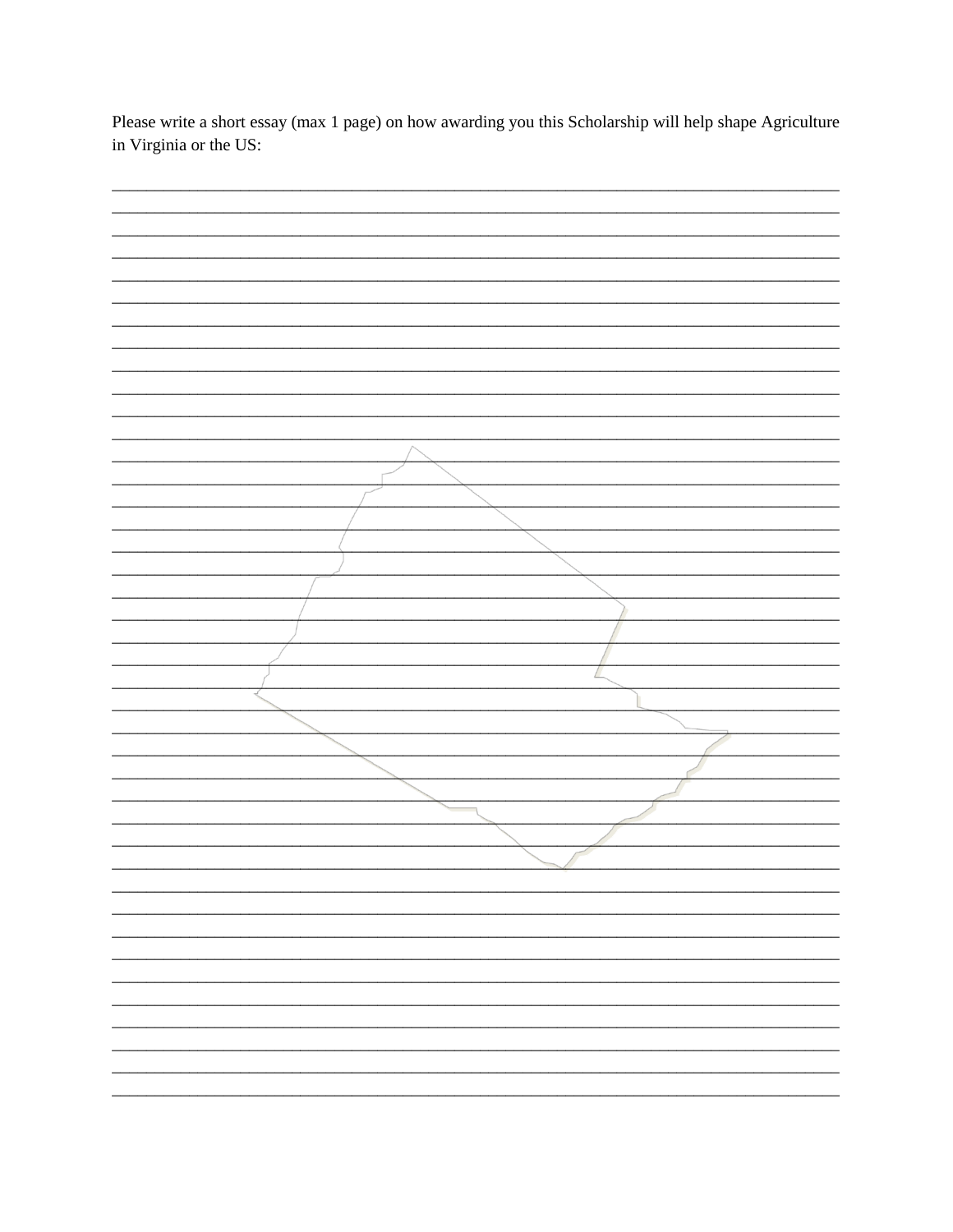Please write a short essay (max 1 page) on how awarding you this Scholarship will help shape Agriculture in Virginia or the US: